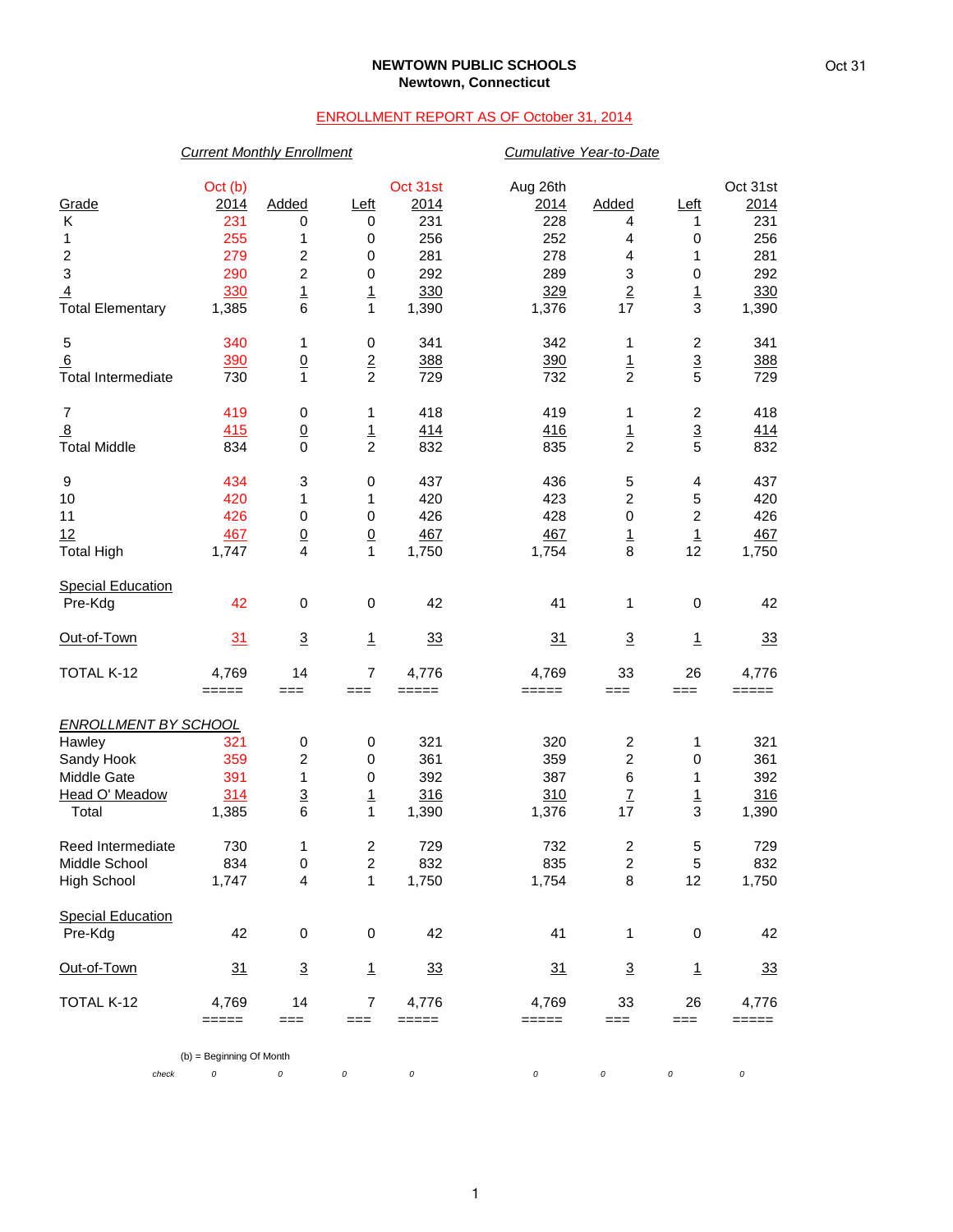**NEWTOWN PUBLIC SCHOOLS**
**Newtown, Connecticut**

Oct 31

ENROLLMENT REPORT AS OF October 31, 2014

| | *Current Monthly Enrollment* | | | | *Cumulative Year-to-Date* | | | |
|---|---|---|---|---|---|---|---|---|
| Grade | Oct (b) 2014 | Added | Left | Oct 31st 2014 | Aug 26th 2014 | Added | Left | Oct 31st 2014 |
| K | 231 | 0 | 0 | 231 | 228 | 4 | 1 | 231 |
| 1 | 255 | 1 | 0 | 256 | 252 | 4 | 0 | 256 |
| 2 | 279 | 2 | 0 | 281 | 278 | 4 | 1 | 281 |
| 3 | 290 | 2 | 0 | 292 | 289 | 3 | 0 | 292 |
| 4 | 330 | 1 | 1 | 330 | 329 | 2 | 1 | 330 |
| Total Elementary | 1,385 | 6 | 1 | 1,390 | 1,376 | 17 | 3 | 1,390 |
| | | | | | | | | |
| 5 | 340 | 1 | 0 | 341 | 342 | 1 | 2 | 341 |
| 6 | 390 | 0 | 2 | 388 | 390 | 1 | 3 | 388 |
| Total Intermediate | 730 | 1 | 2 | 729 | 732 | 2 | 5 | 729 |
| | | | | | | | | |
| 7 | 419 | 0 | 1 | 418 | 419 | 1 | 2 | 418 |
| 8 | 415 | 0 | 1 | 414 | 416 | 1 | 3 | 414 |
| Total Middle | 834 | 0 | 2 | 832 | 835 | 2 | 5 | 832 |
| | | | | | | | | |
| 9 | 434 | 3 | 0 | 437 | 436 | 5 | 4 | 437 |
| 10 | 420 | 1 | 1 | 420 | 423 | 2 | 5 | 420 |
| 11 | 426 | 0 | 0 | 426 | 428 | 0 | 2 | 426 |
| 12 | 467 | 0 | 0 | 467 | 467 | 1 | 1 | 467 |
| Total High | 1,747 | 4 | 1 | 1,750 | 1,754 | 8 | 12 | 1,750 |
| | | | | | | | | |
| Special Education Pre-Kdg | 42 | 0 | 0 | 42 | 41 | 1 | 0 | 42 |
| | | | | | | | | |
| Out-of-Town | 31 | 3 | 1 | 33 | 31 | 3 | 1 | 33 |
| | | | | | | | | |
| TOTAL K-12 | 4,769 | 14 | 7 | 4,776 | 4,769 | 33 | 26 | 4,776 |

| *ENROLLMENT BY SCHOOL* | Oct (b) 2014 | Added | Left | Oct 31st 2014 | Aug 26th 2014 | Added | Left | Oct 31st 2014 |
|---|---|---|---|---|---|---|---|---|
| Hawley | 321 | 0 | 0 | 321 | 320 | 2 | 1 | 321 |
| Sandy Hook | 359 | 2 | 0 | 361 | 359 | 2 | 0 | 361 |
| Middle Gate | 391 | 1 | 0 | 392 | 387 | 6 | 1 | 392 |
| Head O' Meadow | 314 | 3 | 1 | 316 | 310 | 7 | 1 | 316 |
| Total | 1,385 | 6 | 1 | 1,390 | 1,376 | 17 | 3 | 1,390 |
| | | | | | | | | |
| Reed Intermediate | 730 | 1 | 2 | 729 | 732 | 2 | 5 | 729 |
| Middle School | 834 | 0 | 2 | 832 | 835 | 2 | 5 | 832 |
| High School | 1,747 | 4 | 1 | 1,750 | 1,754 | 8 | 12 | 1,750 |
| | | | | | | | | |
| Special Education Pre-Kdg | 42 | 0 | 0 | 42 | 41 | 1 | 0 | 42 |
| | | | | | | | | |
| Out-of-Town | 31 | 3 | 1 | 33 | 31 | 3 | 1 | 33 |
| | | | | | | | | |
| TOTAL K-12 | 4,769 | 14 | 7 | 4,776 | 4,769 | 33 | 26 | 4,776 |
| *check* | 0 | 0 | 0 | 0 | 0 | 0 | 0 | 0 |

(b) = Beginning Of Month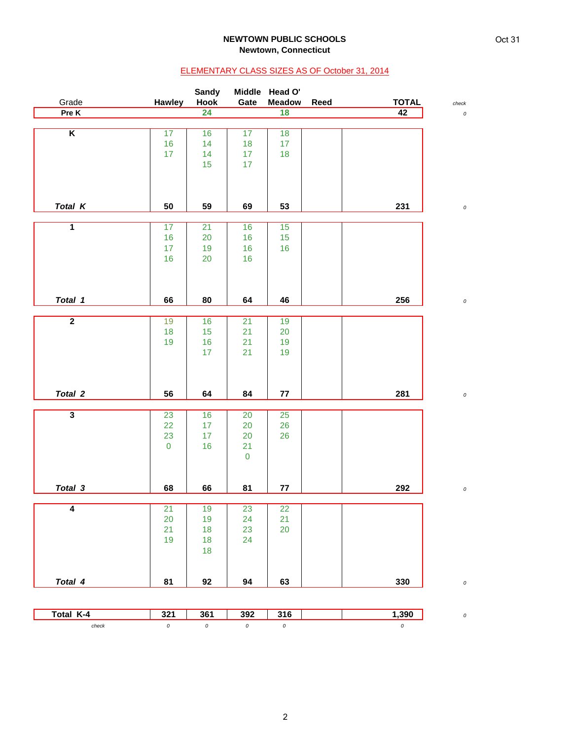**NEWTOWN PUBLIC SCHOOLS**
**Newtown, Connecticut**

Oct 31

ELEMENTARY CLASS SIZES AS OF October 31, 2014

| Grade | Hawley | Sandy Hook | Middle Gate | Head O' Meadow | Reed | TOTAL | check |
|---|---|---|---|---|---|---|---|
| **Pre K** | | 24 | | 18 | | **42** | 0 |
| **K** | 17 | 16 | 17 | 18 | | | |
| | 16 | 14 | 18 | 17 | | | |
| | 17 | 14 | 17 | 18 | | | |
| | | 15 | 17 | | | | |
| ***Total K*** | **50** | **59** | **69** | **53** | | **231** | 0 |
| **1** | 17 | 21 | 16 | 15 | | | |
| | 16 | 20 | 16 | 15 | | | |
| | 17 | 19 | 16 | 16 | | | |
| | 16 | 20 | 16 | | | | |
| ***Total 1*** | **66** | **80** | **64** | **46** | | **256** | 0 |
| **2** | 19 | 16 | 21 | 19 | | | |
| | 18 | 15 | 21 | 20 | | | |
| | 19 | 16 | 21 | 19 | | | |
| | | 17 | 21 | 19 | | | |
| ***Total 2*** | **56** | **64** | **84** | **77** | | **281** | 0 |
| **3** | 23 | 16 | 20 | 25 | | | |
| | 22 | 17 | 20 | 26 | | | |
| | 23 | 17 | 20 | 26 | | | |
| | 0 | 16 | 21 | | | | |
| | | | 0 | | | | |
| ***Total 3*** | **68** | **66** | **81** | **77** | | **292** | 0 |
| **4** | 21 | 19 | 23 | 22 | | | |
| | 20 | 19 | 24 | 21 | | | |
| | 21 | 18 | 23 | 20 | | | |
| | 19 | 18 | 24 | | | | |
| | | 18 | | | | | |
| ***Total 4*** | **81** | **92** | **94** | **63** | | **330** | 0 |
| **Total K-4** | **321** | **361** | **392** | **316** | | **1,390** | 0 |
| *check* | *0* | *0* | *0* | *0* | | *0* | |